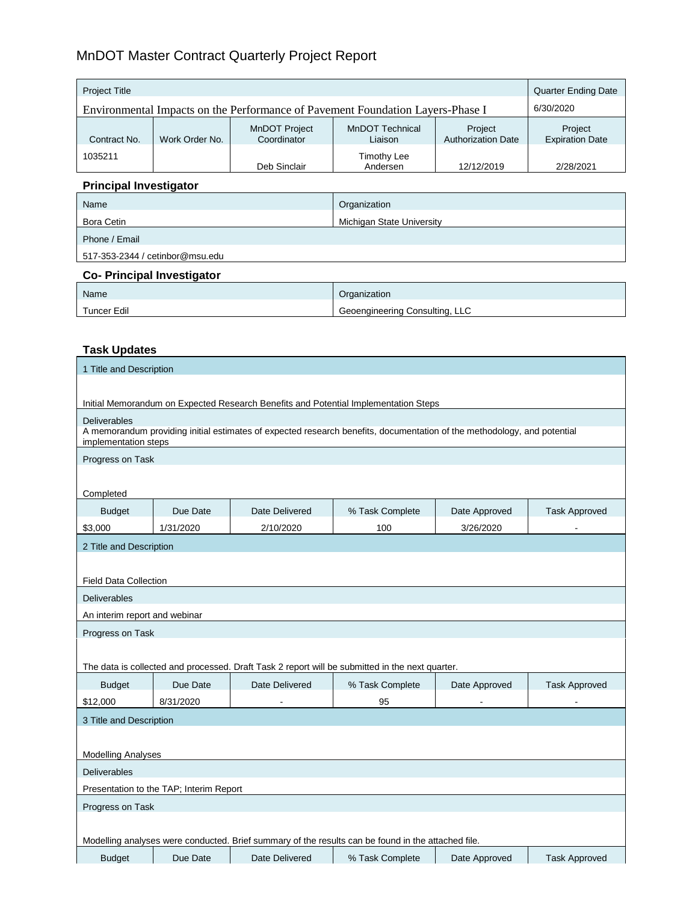# MnDOT Master Contract Quarterly Project Report

| Project Title | | | | | Quarter Ending Date |
|---|---|---|---|---|---|
| Environmental Impacts on the Performance of Pavement Foundation Layers-Phase I | | | | | 6/30/2020 |
| Contract No. | Work Order No. | MnDOT Project Coordinator | MnDOT Technical Liaison | Project Authorization Date | Project Expiration Date |
| 1035211 | | Deb Sinclair | Timothy Lee Andersen | 12/12/2019 | 2/28/2021 |

## Principal Investigator

| Name | Organization |
|---|---|
| Bora Cetin | Michigan State University |
| Phone / Email | |
| 517-353-2344 / cetinbor@msu.edu | |

## Co- Principal Investigator

| Name | Organization |
|---|---|
| Tuncer Edil | Geoengineering Consulting, LLC |

## Task Updates

**1 Title and Description**

Initial Memorandum on Expected Research Benefits and Potential Implementation Steps

**Deliverables**

A memorandum providing initial estimates of expected research benefits, documentation of the methodology, and potential implementation steps

**Progress on Task**

Completed

| Budget | Due Date | Date Delivered | % Task Complete | Date Approved | Task Approved |
|---|---|---|---|---|---|
| $3,000 | 1/31/2020 | 2/10/2020 | 100 | 3/26/2020 | - |

**2 Title and Description**

Field Data Collection

**Deliverables**

An interim report and webinar

**Progress on Task**

The data is collected and processed. Draft Task 2 report will be submitted in the next quarter.

| Budget | Due Date | Date Delivered | % Task Complete | Date Approved | Task Approved |
|---|---|---|---|---|---|
| $12,000 | 8/31/2020 | - | 95 | - | - |

**3 Title and Description**

Modelling Analyses

**Deliverables**

Presentation to the TAP; Interim Report

**Progress on Task**

Modelling analyses were conducted. Brief summary of the results can be found in the attached file.

| Budget | Due Date | Date Delivered | % Task Complete | Date Approved | Task Approved |
|---|---|---|---|---|---|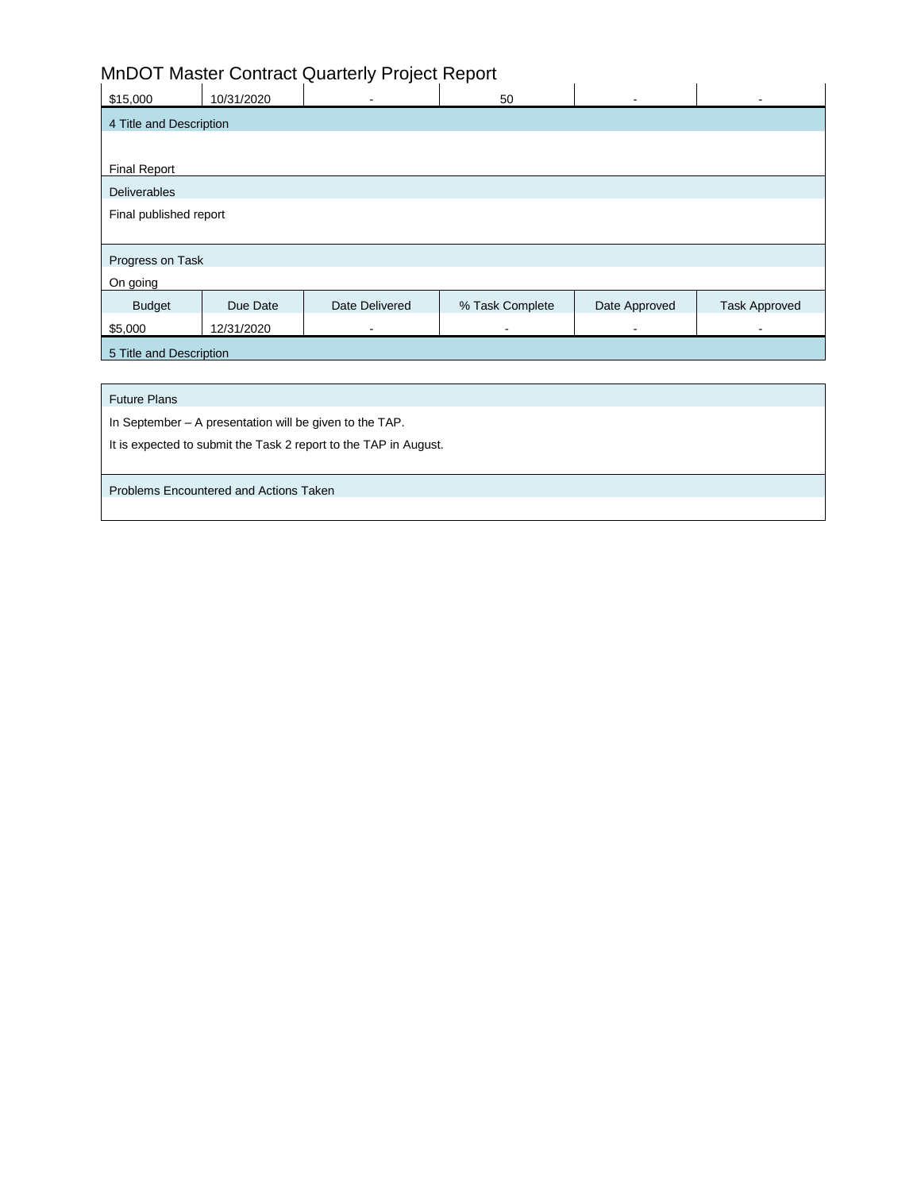# MnDOT Master Contract Quarterly Project Report

| | | | | | |
|---|---|---|---|---|---|
| $15,000 | 10/31/2020 | - | 50 | - | - |

**4 Title and Description**

Final Report

**Deliverables**

Final published report

**Progress on Task**

On going

| Budget | Due Date | Date Delivered | % Task Complete | Date Approved | Task Approved |
|---|---|---|---|---|---|
| $5,000 | 12/31/2020 | - | - | - | - |

**5 Title and Description**

**Future Plans**

In September – A presentation will be given to the TAP.

It is expected to submit the Task 2 report to the TAP in August.

**Problems Encountered and Actions Taken**